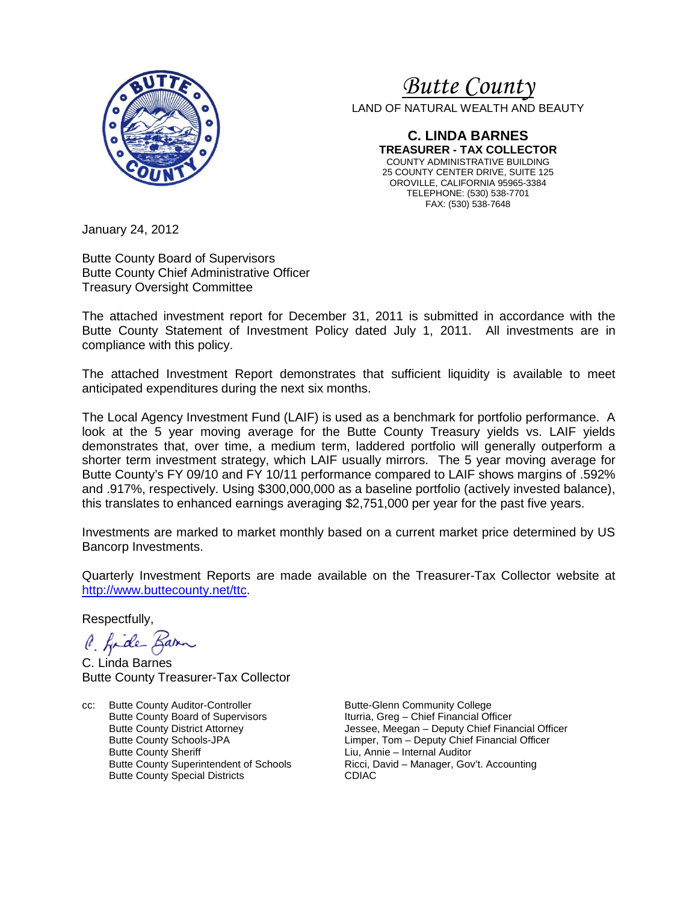# *Butte County*

LAND OF NATURAL WEALTH AND BEAUTY

**C. LINDA BARNES**
**TREASURER - TAX COLLECTOR**
COUNTY ADMINISTRATIVE BUILDING
25 COUNTY CENTER DRIVE, SUITE 125
OROVILLE, CALIFORNIA 95965-3384
TELEPHONE: (530) 538-7701
FAX: (530) 538-7648

January 24, 2012

Butte County Board of Supervisors
Butte County Chief Administrative Officer
Treasury Oversight Committee

The attached investment report for December 31, 2011 is submitted in accordance with the Butte County Statement of Investment Policy dated July 1, 2011. All investments are in compliance with this policy.

The attached Investment Report demonstrates that sufficient liquidity is available to meet anticipated expenditures during the next six months.

The Local Agency Investment Fund (LAIF) is used as a benchmark for portfolio performance. A look at the 5 year moving average for the Butte County Treasury yields vs. LAIF yields demonstrates that, over time, a medium term, laddered portfolio will generally outperform a shorter term investment strategy, which LAIF usually mirrors. The 5 year moving average for Butte County's FY 09/10 and FY 10/11 performance compared to LAIF shows margins of .592% and .917%, respectively. Using $300,000,000 as a baseline portfolio (actively invested balance), this translates to enhanced earnings averaging $2,751,000 per year for the past five years.

Investments are marked to market monthly based on a current market price determined by US Bancorp Investments.

Quarterly Investment Reports are made available on the Treasurer-Tax Collector website at http://www.buttecounty.net/ttc.

Respectfully,

C. Linda Barnes
Butte County Treasurer-Tax Collector

cc: Butte County Auditor-Controller
Butte County Board of Supervisors
Butte County District Attorney
Butte County Schools-JPA
Butte County Sheriff
Butte County Superintendent of Schools
Butte County Special Districts
Butte-Glenn Community College
Iturria, Greg – Chief Financial Officer
Jessee, Meegan – Deputy Chief Financial Officer
Limper, Tom – Deputy Chief Financial Officer
Liu, Annie – Internal Auditor
Ricci, David – Manager, Gov't. Accounting
CDIAC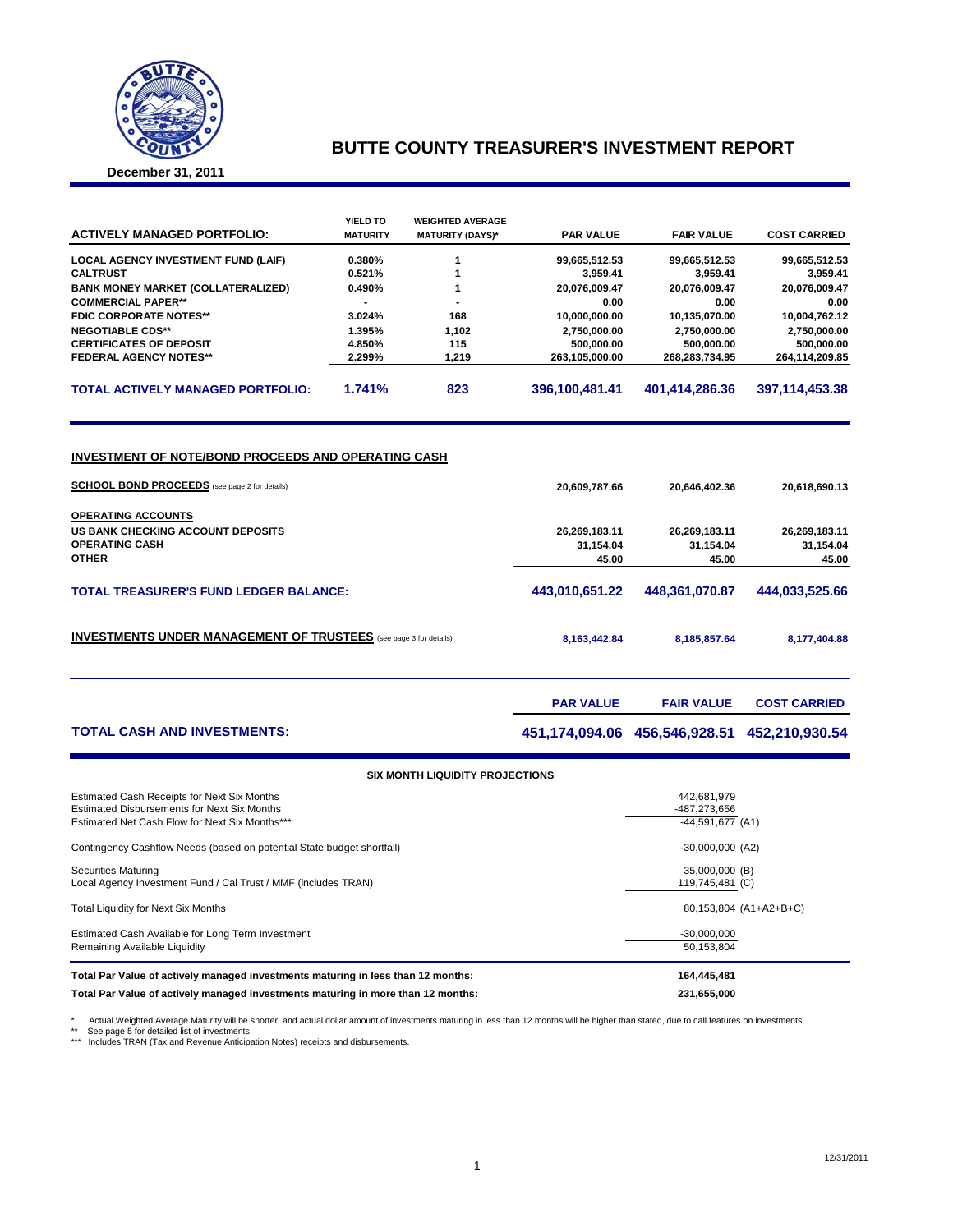# BUTTE COUNTY TREASURER'S INVESTMENT REPORT

**December 31, 2011**

| ACTIVELY MANAGED PORTFOLIO: | YIELD TO MATURITY | WEIGHTED AVERAGE MATURITY (DAYS)* | PAR VALUE | FAIR VALUE | COST CARRIED |
|---|---|---|---|---|---|
| LOCAL AGENCY INVESTMENT FUND (LAIF) | 0.380% | 1 | 99,665,512.53 | 99,665,512.53 | 99,665,512.53 |
| CALTRUST | 0.521% | 1 | 3,959.41 | 3,959.41 | 3,959.41 |
| BANK MONEY MARKET (COLLATERALIZED) | 0.490% | 1 | 20,076,009.47 | 20,076,009.47 | 20,076,009.47 |
| COMMERCIAL PAPER** | - | - | 0.00 | 0.00 | 0.00 |
| FDIC CORPORATE NOTES** | 3.024% | 168 | 10,000,000.00 | 10,135,070.00 | 10,004,762.12 |
| NEGOTIABLE CDS** | 1.395% | 1,102 | 2,750,000.00 | 2,750,000.00 | 2,750,000.00 |
| CERTIFICATES OF DEPOSIT | 4.850% | 115 | 500,000.00 | 500,000.00 | 500,000.00 |
| FEDERAL AGENCY NOTES** | 2.299% | 1,219 | 263,105,000.00 | 268,283,734.95 | 264,114,209.85 |
| **TOTAL ACTIVELY MANAGED PORTFOLIO:** | **1.741%** | **823** | **396,100,481.41** | **401,414,286.36** | **397,114,453.38** |

## INVESTMENT OF NOTE/BOND PROCEEDS AND OPERATING CASH

| | PAR VALUE | FAIR VALUE | COST CARRIED |
|---|---|---|---|
| **SCHOOL BOND PROCEEDS** (see page 2 for details) | 20,609,787.66 | 20,646,402.36 | 20,618,690.13 |
| **OPERATING ACCOUNTS** | | | |
| US BANK CHECKING ACCOUNT DEPOSITS | 26,269,183.11 | 26,269,183.11 | 26,269,183.11 |
| OPERATING CASH | 31,154.04 | 31,154.04 | 31,154.04 |
| OTHER | 45.00 | 45.00 | 45.00 |
| **TOTAL TREASURER'S FUND LEDGER BALANCE:** | **443,010,651.22** | **448,361,070.87** | **444,033,525.66** |
| **INVESTMENTS UNDER MANAGEMENT OF TRUSTEES** (see page 3 for details) | 8,163,442.84 | 8,185,857.64 | 8,177,404.88 |

| | PAR VALUE | FAIR VALUE | COST CARRIED |
|---|---|---|---|
| **TOTAL CASH AND INVESTMENTS:** | **451,174,094.06** | **456,546,928.51** | **452,210,930.54** |

### SIX MONTH LIQUIDITY PROJECTIONS

| | |
|---|---|
| Estimated Cash Receipts for Next Six Months | 442,681,979 |
| Estimated Disbursements for Next Six Months | -487,273,656 |
| Estimated Net Cash Flow for Next Six Months*** | -44,591,677 (A1) |
| Contingency Cashflow Needs (based on potential State budget shortfall) | -30,000,000 (A2) |
| Securities Maturing | 35,000,000 (B) |
| Local Agency Investment Fund / Cal Trust / MMF (includes TRAN) | 119,745,481 (C) |
| Total Liquidity for Next Six Months | 80,153,804 (A1+A2+B+C) |
| Estimated Cash Available for Long Term Investment | -30,000,000 |
| Remaining Available Liquidity | 50,153,804 |
| **Total Par Value of actively managed investments maturing in less than 12 months:** | **164,445,481** |
| **Total Par Value of actively managed investments maturing in more than 12 months:** | **231,655,000** |

\* Actual Weighted Average Maturity will be shorter, and actual dollar amount of investments maturing in less than 12 months will be higher than stated, due to call features on investments.
** See page 5 for detailed list of investments.
*** Includes TRAN (Tax and Revenue Anticipation Notes) receipts and disbursements.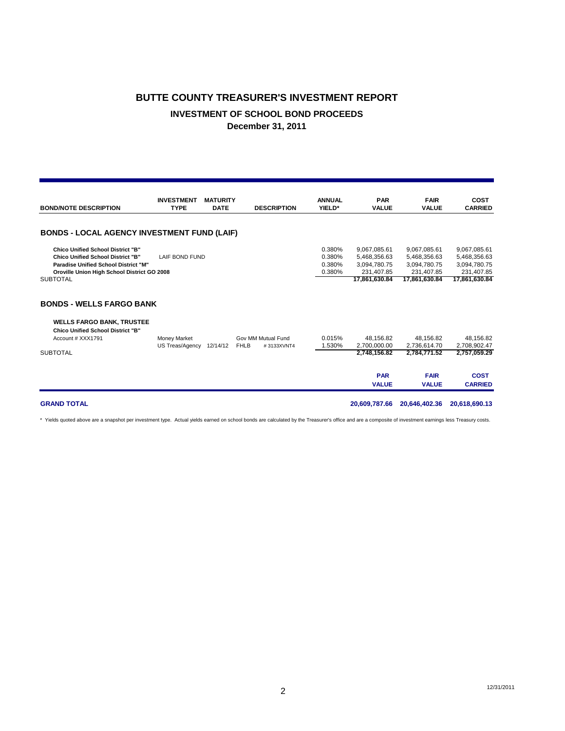# BUTTE COUNTY TREASURER'S INVESTMENT REPORT

## INVESTMENT OF SCHOOL BOND PROCEEDS

### December 31, 2011

| BOND/NOTE DESCRIPTION | INVESTMENT TYPE | MATURITY DATE | DESCRIPTION | | ANNUAL YIELD* | PAR VALUE | FAIR VALUE | COST CARRIED |
|---|---|---|---|---|---|---|---|---|
| **BONDS - LOCAL AGENCY INVESTMENT FUND (LAIF)** | | | | | | | | |
| **Chico Unified School District "B"** | | | | | 0.380% | 9,067,085.61 | 9,067,085.61 | 9,067,085.61 |
| **Chico Unified School District "B"** | LAIF BOND FUND | | | | 0.380% | 5,468,356.63 | 5,468,356.63 | 5,468,356.63 |
| **Paradise Unified School District "M"** | | | | | 0.380% | 3,094,780.75 | 3,094,780.75 | 3,094,780.75 |
| **Oroville Union High School District GO 2008** | | | | | 0.380% | 231,407.85 | 231,407.85 | 231,407.85 |
| SUBTOTAL | | | | | | **17,861,630.84** | **17,861,630.84** | **17,861,630.84** |
| **BONDS - WELLS FARGO BANK** | | | | | | | | |
| **WELLS FARGO BANK, TRUSTEE** | | | | | | | | |
| **Chico Unified School District "B"** | | | | | | | | |
| Account # XXX1791 | Money Market | | Gov MM Mutual Fund | | 0.015% | 48,156.82 | 48,156.82 | 48,156.82 |
| | US Treas/Agency | 12/14/12 | FHLB | # 3133XVNT4 | 1.530% | 2,700,000.00 | 2,736,614.70 | 2,708,902.47 |
| SUBTOTAL | | | | | | **2,748,156.82** | **2,784,771.52** | **2,757,059.29** |
| | | | | | | **PAR VALUE** | **FAIR VALUE** | **COST CARRIED** |
| **GRAND TOTAL** | | | | | | **20,609,787.66** | **20,646,402.36** | **20,618,690.13** |

\* Yields quoted above are a snapshot per investment type. Actual yields earned on school bonds are calculated by the Treasurer's office and are a composite of investment earnings less Treasury costs.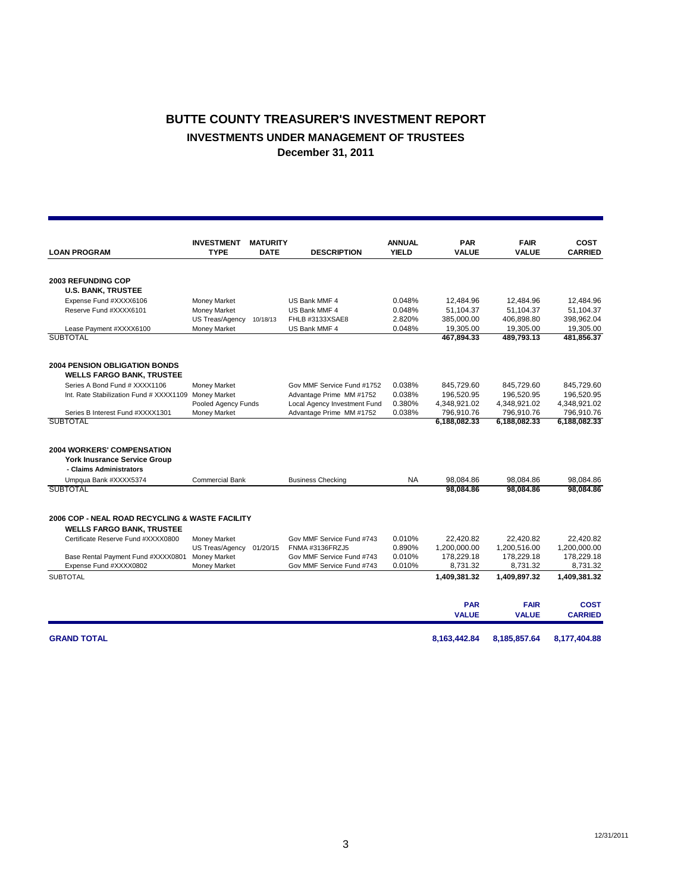# BUTTE COUNTY TREASURER'S INVESTMENT REPORT

## INVESTMENTS UNDER MANAGEMENT OF TRUSTEES

### December 31, 2011

| LOAN PROGRAM | INVESTMENT TYPE | MATURITY DATE | DESCRIPTION | ANNUAL YIELD | PAR VALUE | FAIR VALUE | COST CARRIED |
|---|---|---|---|---|---|---|---|
| **2003 REFUNDING COP** | | | | | | | |
| **U.S. BANK, TRUSTEE** | | | | | | | |
| Expense Fund #XXXX6106 | Money Market | | US Bank MMF 4 | 0.048% | 12,484.96 | 12,484.96 | 12,484.96 |
| Reserve Fund #XXXX6101 | Money Market | | US Bank MMF 4 | 0.048% | 51,104.37 | 51,104.37 | 51,104.37 |
| | US Treas/Agency | 10/18/13 | FHLB #3133XSAE8 | 2.820% | 385,000.00 | 406,898.80 | 398,962.04 |
| Lease Payment #XXXX6100 | Money Market | | US Bank MMF 4 | 0.048% | 19,305.00 | 19,305.00 | 19,305.00 |
| SUBTOTAL | | | | | **467,894.33** | **489,793.13** | **481,856.37** |
| **2004 PENSION OBLIGATION BONDS** | | | | | | | |
| **WELLS FARGO BANK, TRUSTEE** | | | | | | | |
| Series A Bond Fund # XXXX1106 | Money Market | | Gov MMF Service Fund #1752 | 0.038% | 845,729.60 | 845,729.60 | 845,729.60 |
| Int. Rate Stabilization Fund # XXXX1109 | Money Market | | Advantage Prime MM #1752 | 0.038% | 196,520.95 | 196,520.95 | 196,520.95 |
| | Pooled Agency Funds | | Local Agency Investment Fund | 0.380% | 4,348,921.02 | 4,348,921.02 | 4,348,921.02 |
| Series B Interest Fund #XXXX1301 | Money Market | | Advantage Prime MM #1752 | 0.038% | 796,910.76 | 796,910.76 | 796,910.76 |
| SUBTOTAL | | | | | **6,188,082.33** | **6,188,082.33** | **6,188,082.33** |
| **2004 WORKERS' COMPENSATION** | | | | | | | |
| **York Inusrance Service Group** | | | | | | | |
| **- Claims Administrators** | | | | | | | |
| Umpqua Bank #XXXX5374 | Commercial Bank | | Business Checking | NA | 98,084.86 | 98,084.86 | 98,084.86 |
| SUBTOTAL | | | | | **98,084.86** | **98,084.86** | **98,084.86** |
| **2006 COP - NEAL ROAD RECYCLING & WASTE FACILITY** | | | | | | | |
| **WELLS FARGO BANK, TRUSTEE** | | | | | | | |
| Certificate Reserve Fund #XXXX0800 | Money Market | | Gov MMF Service Fund #743 | 0.010% | 22,420.82 | 22,420.82 | 22,420.82 |
| | US Treas/Agency | 01/20/15 | FNMA #3136FRZJ5 | 0.890% | 1,200,000.00 | 1,200,516.00 | 1,200,000.00 |
| Base Rental Payment Fund #XXXX0801 | Money Market | | Gov MMF Service Fund #743 | 0.010% | 178,229.18 | 178,229.18 | 178,229.18 |
| Expense Fund #XXXX0802 | Money Market | | Gov MMF Service Fund #743 | 0.010% | 8,731.32 | 8,731.32 | 8,731.32 |
| SUBTOTAL | | | | | **1,409,381.32** | **1,409,897.32** | **1,409,381.32** |
| | | | | | **PAR VALUE** | **FAIR VALUE** | **COST CARRIED** |
| **GRAND TOTAL** | | | | | **8,163,442.84** | **8,185,857.64** | **8,177,404.88** |

12/31/2011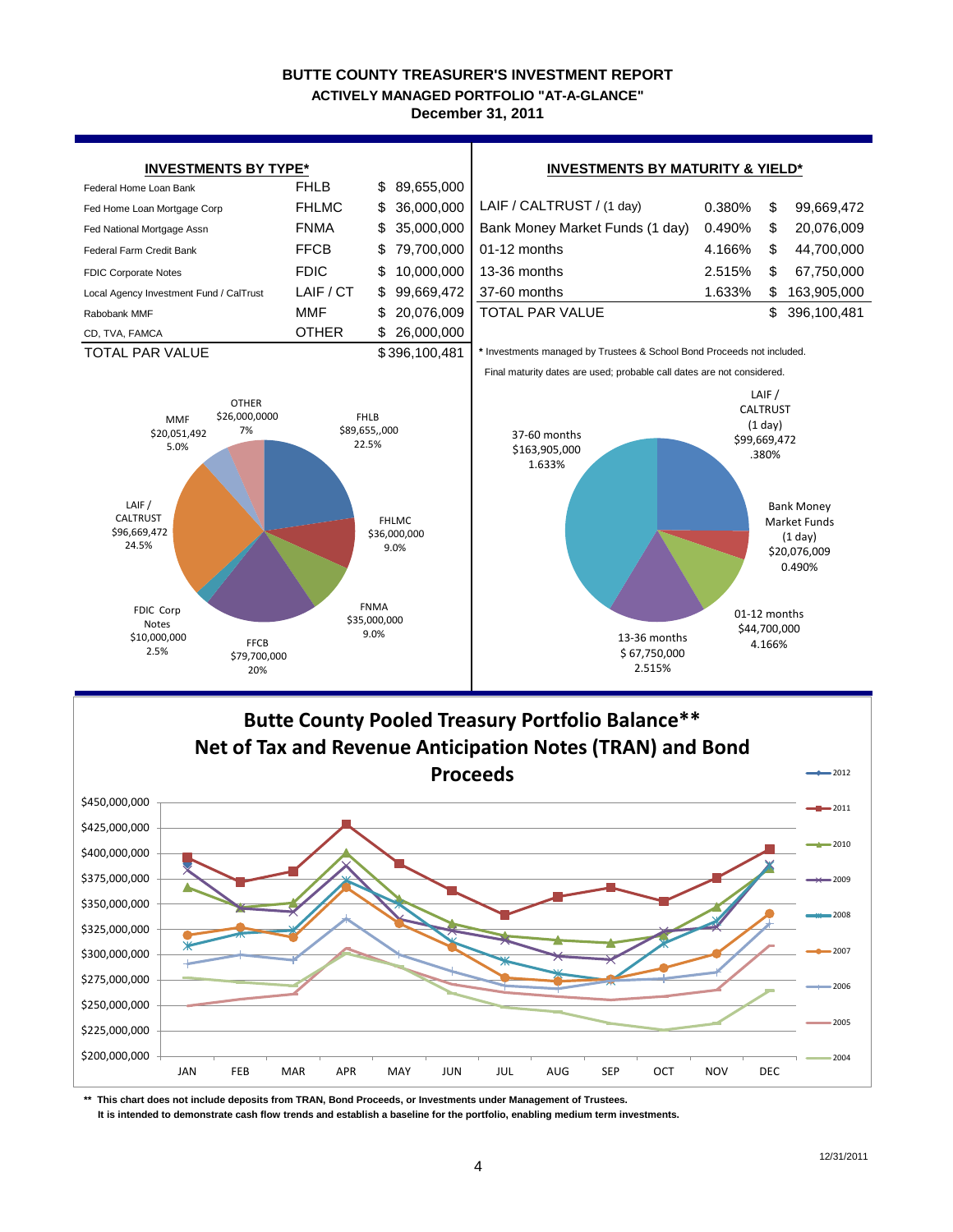# BUTTE COUNTY TREASURER'S INVESTMENT REPORT

## ACTIVELY MANAGED PORTFOLIO "AT-A-GLANCE"

**December 31, 2011**

### INVESTMENTS BY TYPE*

| | | |
|---|---|---|
| Federal Home Loan Bank | FHLB | $ 89,655,000 |
| Fed Home Loan Mortgage Corp | FHLMC | $ 36,000,000 |
| Fed National Mortgage Assn | FNMA | $ 35,000,000 |
| Federal Farm Credit Bank | FFCB | $ 79,700,000 |
| FDIC Corporate Notes | FDIC | $ 10,000,000 |
| Local Agency Investment Fund / CalTrust | LAIF / CT | $ 99,669,472 |
| Rabobank MMF | MMF | $ 20,076,009 |
| CD, TVA, FAMCA | OTHER | $ 26,000,000 |
| TOTAL PAR VALUE | | $396,100,481 |

OTHER $26,000,0000 7%
MMF $20,051,492 5.0%
FHLB $89,655,,000 22.5%
LAIF / CALTRUST $96,669,472 24.5%
FHLMC $36,000,000 9.0%
FNMA $35,000,000 9.0%
FDIC Corp Notes $10,000,000 2.5%
FFCB $79,700,000 20%

### INVESTMENTS BY MATURITY & YIELD*

| | | |
|---|---|---|
| LAIF / CALTRUST / (1 day) | 0.380% | $ 99,669,472 |
| Bank Money Market Funds (1 day) | 0.490% | $ 20,076,009 |
| 01-12 months | 4.166% | $ 44,700,000 |
| 13-36 months | 2.515% | $ 67,750,000 |
| 37-60 months | 1.633% | $ 163,905,000 |
| TOTAL PAR VALUE | | $ 396,100,481 |

* Investments managed by Trustees & School Bond Proceeds not included.

Final maturity dates are used; probable call dates are not considered.

LAIF / CALTRUST (1 day) $99,669,472 .380%
37-60 months $163,905,000 1.633%
Bank Money Market Funds (1 day) $20,076,009 0.490%
01-12 months $44,700,000 4.166%
13-36 months $ 67,750,000 2.515%

## Butte County Pooled Treasury Portfolio Balance** Net of Tax and Revenue Anticipation Notes (TRAN) and Bond Proceeds

Legend: 2012, 2011, 2010, 2009, 2008, 2007, 2006, 2005, 2004

Y-axis: $200,000,000 – $450,000,000; X-axis: JAN FEB MAR APR MAY JUN JUL AUG SEP OCT NOV DEC

**\*\* This chart does not include deposits from TRAN, Bond Proceeds, or Investments under Management of Trustees.**
**It is intended to demonstrate cash flow trends and establish a baseline for the portfolio, enabling medium term investments.**

12/31/2011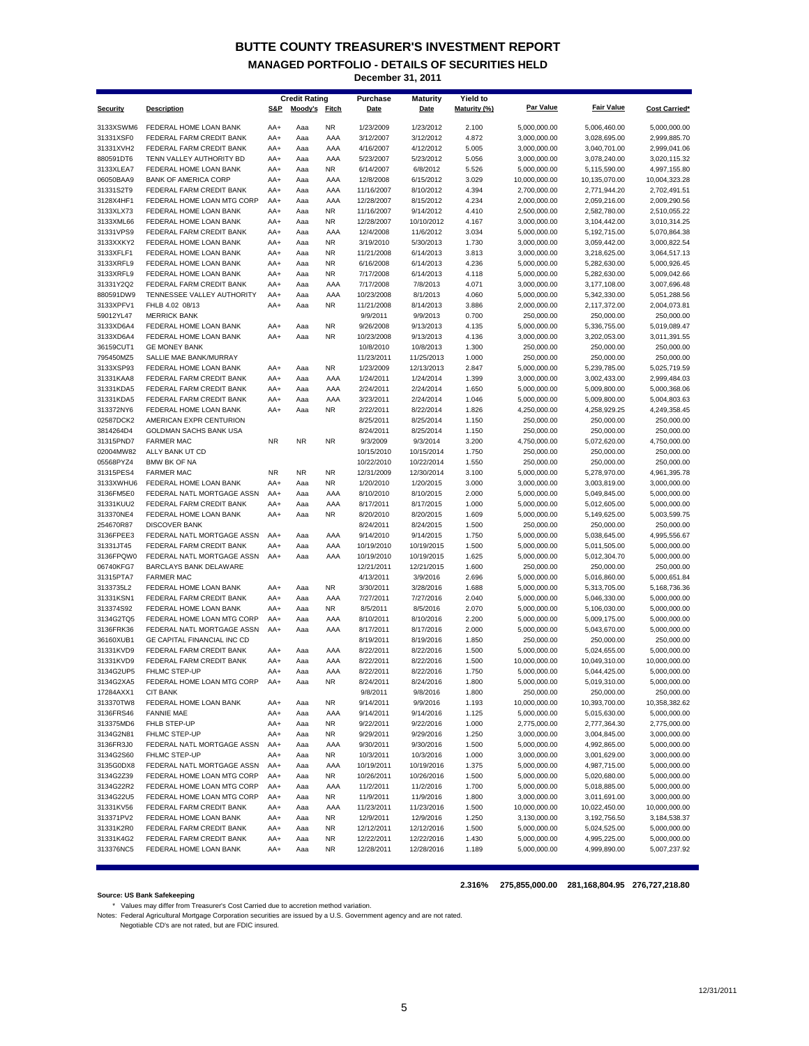# BUTTE COUNTY TREASURER'S INVESTMENT REPORT

## MANAGED PORTFOLIO - DETAILS OF SECURITIES HELD

**December 31, 2011**

| Security | Description | Credit Rating S&P | Moody's | Fitch | Purchase Date | Maturity Date | Yield to Maturity (%) | Par Value | Fair Value | Cost Carried* |
|---|---|---|---|---|---|---|---|---|---|---|
| 3133XSWM6 | FEDERAL HOME LOAN BANK | AA+ | Aaa | NR | 1/23/2009 | 1/23/2012 | 2.100 | 5,000,000.00 | 5,006,460.00 | 5,000,000.00 |
| 31331XSF0 | FEDERAL FARM CREDIT BANK | AA+ | Aaa | AAA | 3/12/2007 | 3/12/2012 | 4.872 | 3,000,000.00 | 3,028,695.00 | 2,999,885.70 |
| 31331XVH2 | FEDERAL FARM CREDIT BANK | AA+ | Aaa | AAA | 4/16/2007 | 4/12/2012 | 5.005 | 3,000,000.00 | 3,040,701.00 | 2,999,041.06 |
| 880591DT6 | TENN VALLEY AUTHORITY BD | AA+ | Aaa | AAA | 5/23/2007 | 5/23/2012 | 5.056 | 3,000,000.00 | 3,078,240.00 | 3,020,115.32 |
| 3133XLEA7 | FEDERAL HOME LOAN BANK | AA+ | Aaa | NR | 6/14/2007 | 6/8/2012 | 5.526 | 5,000,000.00 | 5,115,590.00 | 4,997,155.80 |
| 06050BAA9 | BANK OF AMERICA CORP | AA+ | Aaa | AAA | 12/8/2008 | 6/15/2012 | 3.029 | 10,000,000.00 | 10,135,070.00 | 10,004,323.28 |
| 31331S2T9 | FEDERAL FARM CREDIT BANK | AA+ | Aaa | AAA | 11/16/2007 | 8/10/2012 | 4.394 | 2,700,000.00 | 2,771,944.20 | 2,702,491.51 |
| 3128X4HF1 | FEDERAL HOME LOAN MTG CORP | AA+ | Aaa | AAA | 12/28/2007 | 8/15/2012 | 4.234 | 2,000,000.00 | 2,059,216.00 | 2,009,290.56 |
| 3133XLX73 | FEDERAL HOME LOAN BANK | AA+ | Aaa | NR | 11/16/2007 | 9/14/2012 | 4.410 | 2,500,000.00 | 2,582,780.00 | 2,510,055.22 |
| 3133XML66 | FEDERAL HOME LOAN BANK | AA+ | Aaa | NR | 12/28/2007 | 10/10/2012 | 4.167 | 3,000,000.00 | 3,104,442.00 | 3,010,314.25 |
| 31331VPS9 | FEDERAL FARM CREDIT BANK | AA+ | Aaa | AAA | 12/4/2008 | 11/6/2012 | 3.034 | 5,000,000.00 | 5,192,715.00 | 5,070,864.38 |
| 3133XXKY2 | FEDERAL HOME LOAN BANK | AA+ | Aaa | NR | 3/19/2010 | 5/30/2013 | 1.730 | 3,000,000.00 | 3,059,442.00 | 3,000,822.54 |
| 3133XFLF1 | FEDERAL HOME LOAN BANK | AA+ | Aaa | NR | 11/21/2008 | 6/14/2013 | 3.813 | 3,000,000.00 | 3,218,625.00 | 3,064,517.13 |
| 3133XRFL9 | FEDERAL HOME LOAN BANK | AA+ | Aaa | NR | 6/16/2008 | 6/14/2013 | 4.236 | 5,000,000.00 | 5,282,630.00 | 5,000,926.45 |
| 3133XRFL9 | FEDERAL HOME LOAN BANK | AA+ | Aaa | NR | 7/17/2008 | 6/14/2013 | 4.118 | 5,000,000.00 | 5,282,630.00 | 5,009,042.66 |
| 31331Y2Q2 | FEDERAL FARM CREDIT BANK | AA+ | Aaa | AAA | 7/17/2008 | 7/8/2013 | 4.071 | 3,000,000.00 | 3,177,108.00 | 3,007,696.48 |
| 880591DW9 | TENNESSEE VALLEY AUTHORITY | AA+ | Aaa | AAA | 10/23/2008 | 8/1/2013 | 4.060 | 5,000,000.00 | 5,342,330.00 | 5,051,288.56 |
| 3133XPFV1 | FHLB 4.02 08/13 | AA+ | Aaa | NR | 11/21/2008 | 8/14/2013 | 3.886 | 2,000,000.00 | 2,117,372.00 | 2,004,073.81 |
| 59012YL47 | MERRICK BANK | | | | 9/9/2011 | 9/9/2013 | 0.700 | 250,000.00 | 250,000.00 | 250,000.00 |
| 3133XD6A4 | FEDERAL HOME LOAN BANK | AA+ | Aaa | NR | 9/26/2008 | 9/13/2013 | 4.135 | 5,000,000.00 | 5,336,755.00 | 5,019,089.47 |
| 3133XD6A4 | FEDERAL HOME LOAN BANK | AA+ | Aaa | NR | 10/23/2008 | 9/13/2013 | 4.136 | 3,000,000.00 | 3,202,053.00 | 3,011,391.55 |
| 36159CUT1 | GE MONEY BANK | | | | 10/8/2010 | 10/8/2013 | 1.300 | 250,000.00 | 250,000.00 | 250,000.00 |
| 795450MZ5 | SALLIE MAE BANK/MURRAY | | | | 11/23/2011 | 11/25/2013 | 1.000 | 250,000.00 | 250,000.00 | 250,000.00 |
| 3133XSP93 | FEDERAL HOME LOAN BANK | AA+ | Aaa | NR | 1/23/2009 | 12/13/2013 | 2.847 | 5,000,000.00 | 5,239,785.00 | 5,025,719.59 |
| 31331KAA8 | FEDERAL FARM CREDIT BANK | AA+ | Aaa | AAA | 1/24/2011 | 1/24/2014 | 1.399 | 3,000,000.00 | 3,002,433.00 | 2,999,484.03 |
| 31331KDA5 | FEDERAL FARM CREDIT BANK | AA+ | Aaa | AAA | 2/24/2011 | 2/24/2014 | 1.650 | 5,000,000.00 | 5,009,800.00 | 5,000,368.06 |
| 31331KDA5 | FEDERAL FARM CREDIT BANK | AA+ | Aaa | AAA | 3/23/2011 | 2/24/2014 | 1.046 | 5,000,000.00 | 5,009,800.00 | 5,004,803.63 |
| 313372NY6 | FEDERAL HOME LOAN BANK | AA+ | Aaa | NR | 2/22/2011 | 8/22/2014 | 1.826 | 4,250,000.00 | 4,258,929.25 | 4,249,358.45 |
| 02587DCK2 | AMERICAN EXPR CENTURION | | | | 8/25/2011 | 8/25/2014 | 1.150 | 250,000.00 | 250,000.00 | 250,000.00 |
| 3814264D4 | GOLDMAN SACHS BANK USA | | | | 8/24/2011 | 8/25/2014 | 1.150 | 250,000.00 | 250,000.00 | 250,000.00 |
| 31315PND7 | FARMER MAC | NR | NR | NR | 9/3/2009 | 9/3/2014 | 3.200 | 4,750,000.00 | 5,072,620.00 | 4,750,000.00 |
| 02004MW82 | ALLY BANK UT CD | | | | 10/15/2010 | 10/15/2014 | 1.750 | 250,000.00 | 250,000.00 | 250,000.00 |
| 05568PYZ4 | BMW BK OF NA | | | | 10/22/2010 | 10/22/2014 | 1.550 | 250,000.00 | 250,000.00 | 250,000.00 |
| 31315PES4 | FARMER MAC | NR | NR | NR | 12/31/2009 | 12/30/2014 | 3.100 | 5,000,000.00 | 5,278,970.00 | 4,961,395.78 |
| 3133XWHU6 | FEDERAL HOME LOAN BANK | AA+ | Aaa | NR | 1/20/2010 | 1/20/2015 | 3.000 | 3,000,000.00 | 3,003,819.00 | 3,000,000.00 |
| 3136FM5E0 | FEDERAL NATL MORTGAGE ASSN | AA+ | Aaa | AAA | 8/10/2010 | 8/10/2015 | 2.000 | 5,000,000.00 | 5,049,845.00 | 5,000,000.00 |
| 31331KUU2 | FEDERAL FARM CREDIT BANK | AA+ | Aaa | AAA | 8/17/2011 | 8/17/2015 | 1.000 | 5,000,000.00 | 5,012,605.00 | 5,000,000.00 |
| 313370NE4 | FEDERAL HOME LOAN BANK | AA+ | Aaa | NR | 8/20/2010 | 8/20/2015 | 1.609 | 5,000,000.00 | 5,149,625.00 | 5,003,599.75 |
| 254670R87 | DISCOVER BANK | | | | 8/24/2011 | 8/24/2015 | 1.500 | 250,000.00 | 250,000.00 | 250,000.00 |
| 3136FPEE3 | FEDERAL NATL MORTGAGE ASSN | AA+ | Aaa | AAA | 9/14/2010 | 9/14/2015 | 1.750 | 5,000,000.00 | 5,038,645.00 | 4,995,556.67 |
| 31331JT45 | FEDERAL FARM CREDIT BANK | AA+ | Aaa | AAA | 10/19/2010 | 10/19/2015 | 1.500 | 5,000,000.00 | 5,011,505.00 | 5,000,000.00 |
| 3136FPQW0 | FEDERAL NATL MORTGAGE ASSN | AA+ | Aaa | AAA | 10/19/2010 | 10/19/2015 | 1.625 | 5,000,000.00 | 5,012,304.70 | 5,000,000.00 |
| 06740KFG7 | BARCLAYS BANK DELAWARE | | | | 12/21/2011 | 12/21/2015 | 1.600 | 250,000.00 | 250,000.00 | 250,000.00 |
| 31315PTA7 | FARMER MAC | | | | 4/13/2011 | 3/9/2016 | 2.696 | 5,000,000.00 | 5,016,860.00 | 5,000,651.84 |
| 3133735L2 | FEDERAL HOME LOAN BANK | AA+ | Aaa | NR | 3/30/2011 | 3/28/2016 | 1.688 | 5,000,000.00 | 5,313,705.00 | 5,168,736.36 |
| 31331KSN1 | FEDERAL FARM CREDIT BANK | AA+ | Aaa | AAA | 7/27/2011 | 7/27/2016 | 2.040 | 5,000,000.00 | 5,046,330.00 | 5,000,000.00 |
| 313374S92 | FEDERAL HOME LOAN BANK | AA+ | Aaa | NR | 8/5/2011 | 8/5/2016 | 2.070 | 5,000,000.00 | 5,106,030.00 | 5,000,000.00 |
| 3134G2TQ5 | FEDERAL HOME LOAN MTG CORP | AA+ | Aaa | AAA | 8/10/2011 | 8/10/2016 | 2.200 | 5,000,000.00 | 5,009,175.00 | 5,000,000.00 |
| 3136FRK36 | FEDERAL NATL MORTGAGE ASSN | AA+ | Aaa | AAA | 8/17/2011 | 8/17/2016 | 2.000 | 5,000,000.00 | 5,043,670.00 | 5,000,000.00 |
| 36160XUB1 | GE CAPITAL FINANCIAL INC CD | | | | 8/19/2011 | 8/19/2016 | 1.850 | 250,000.00 | 250,000.00 | 250,000.00 |
| 31331KVD9 | FEDERAL FARM CREDIT BANK | AA+ | Aaa | AAA | 8/22/2011 | 8/22/2016 | 1.500 | 5,000,000.00 | 5,024,655.00 | 5,000,000.00 |
| 31331KVD9 | FEDERAL FARM CREDIT BANK | AA+ | Aaa | AAA | 8/22/2011 | 8/22/2016 | 1.500 | 10,000,000.00 | 10,049,310.00 | 10,000,000.00 |
| 3134G2UP5 | FHLMC STEP-UP | AA+ | Aaa | AAA | 8/22/2011 | 8/22/2016 | 1.750 | 5,000,000.00 | 5,044,425.00 | 5,000,000.00 |
| 3134G2XA5 | FEDERAL HOME LOAN MTG CORP | AA+ | Aaa | NR | 8/24/2011 | 8/24/2016 | 1.800 | 5,000,000.00 | 5,019,310.00 | 5,000,000.00 |
| 17284AXX1 | CIT BANK | | | | 9/8/2011 | 9/8/2016 | 1.800 | 250,000.00 | 250,000.00 | 250,000.00 |
| 313370TW8 | FEDERAL HOME LOAN BANK | AA+ | Aaa | NR | 9/14/2011 | 9/9/2016 | 1.193 | 10,000,000.00 | 10,393,700.00 | 10,358,382.62 |
| 3136FRS46 | FANNIE MAE | AA+ | Aaa | AAA | 9/14/2011 | 9/14/2016 | 1.125 | 5,000,000.00 | 5,015,630.00 | 5,000,000.00 |
| 313375MD6 | FHLB STEP-UP | AA+ | Aaa | NR | 9/22/2011 | 9/22/2016 | 1.000 | 2,775,000.00 | 2,777,364.30 | 2,775,000.00 |
| 3134G2N81 | FHLMC STEP-UP | AA+ | Aaa | NR | 9/29/2011 | 9/29/2016 | 1.250 | 3,000,000.00 | 3,004,845.00 | 3,000,000.00 |
| 3136FR3J0 | FEDERAL NATL MORTGAGE ASSN | AA+ | Aaa | AAA | 9/30/2011 | 9/30/2016 | 1.500 | 5,000,000.00 | 4,992,865.00 | 5,000,000.00 |
| 3134G2S60 | FHLMC STEP-UP | AA+ | Aaa | NR | 10/3/2011 | 10/3/2016 | 1.000 | 3,000,000.00 | 3,001,629.00 | 3,000,000.00 |
| 3135G0DX8 | FEDERAL NATL MORTGAGE ASSN | AA+ | Aaa | AAA | 10/19/2011 | 10/19/2016 | 1.375 | 5,000,000.00 | 4,987,715.00 | 5,000,000.00 |
| 3134G2Z39 | FEDERAL HOME LOAN MTG CORP | AA+ | Aaa | NR | 10/26/2011 | 10/26/2016 | 1.500 | 5,000,000.00 | 5,020,680.00 | 5,000,000.00 |
| 3134G22R2 | FEDERAL HOME LOAN MTG CORP | AA+ | Aaa | AAA | 11/2/2011 | 11/2/2016 | 1.700 | 5,000,000.00 | 5,018,885.00 | 5,000,000.00 |
| 3134G22U5 | FEDERAL HOME LOAN MTG CORP | AA+ | Aaa | NR | 11/9/2011 | 11/9/2016 | 1.800 | 3,000,000.00 | 3,011,691.00 | 3,000,000.00 |
| 31331KV56 | FEDERAL FARM CREDIT BANK | AA+ | Aaa | AAA | 11/23/2011 | 11/23/2016 | 1.500 | 10,000,000.00 | 10,022,450.00 | 10,000,000.00 |
| 313371PV2 | FEDERAL HOME LOAN BANK | AA+ | Aaa | NR | 12/9/2011 | 12/9/2016 | 1.250 | 3,130,000.00 | 3,192,756.50 | 3,184,538.37 |
| 31331K2R0 | FEDERAL FARM CREDIT BANK | AA+ | Aaa | NR | 12/12/2011 | 12/12/2016 | 1.500 | 5,000,000.00 | 5,024,525.00 | 5,000,000.00 |
| 31331K4G2 | FEDERAL FARM CREDIT BANK | AA+ | Aaa | NR | 12/22/2011 | 12/22/2016 | 1.430 | 5,000,000.00 | 4,995,225.00 | 5,000,000.00 |
| 313376NC5 | FEDERAL HOME LOAN BANK | AA+ | Aaa | NR | 12/28/2011 | 12/28/2016 | 1.189 | 5,000,000.00 | 4,999,890.00 | 5,007,237.92 |
| | | | | | | | 2.316% | 275,855,000.00 | 281,168,804.95 | 276,727,218.80 |

**Source: US Bank Safekeeping**

\* Values may differ from Treasurer's Cost Carried due to accretion method variation.

Notes: Federal Agricultural Mortgage Corporation securities are issued by a U.S. Government agency and are not rated.
Negotiable CD's are not rated, but are FDIC insured.